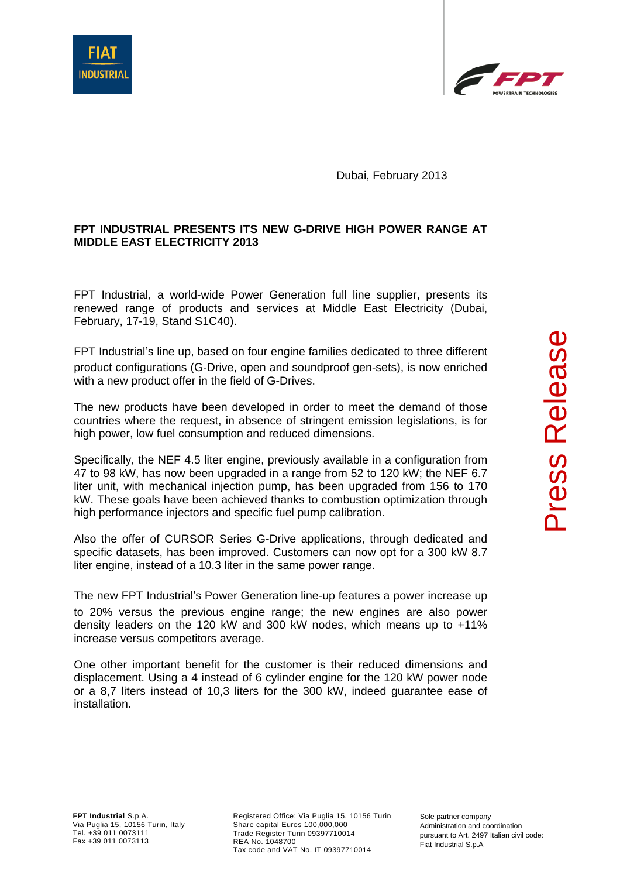Dubai, February 2013

**FPT INDUSTRIAL PRESENTS ITS NEW G-DRIVE HIGH POWER RANGE AT MIDDLE EAST ELECTRICITY 2013**

FPT Industrial, a world-wide Power Generation full line supplier, presents its renewed range of products and services at Middle East Electricity (Dubai, February, 17-19, Stand S1C40).

FPT Industrial's line up, based on four engine families dedicated to three different product configurations (G-Drive, open and soundproof gen-sets), is now enriched with a new product offer in the field of G-Drives.

The new products have been developed in order to meet the demand of those countries where the request, in absence of stringent emission legislations, is for high power, low fuel consumption and reduced dimensions.

Specifically, the NEF 4.5 liter engine, previously available in a configuration from 47 to 98 kW, has now been upgraded in a range from 52 to 120 kW; the NEF 6.7 liter unit, with mechanical injection pump, has been upgraded from 156 to 170 kW. These goals have been achieved thanks to combustion optimization through high performance injectors and specific fuel pump calibration.

Also the offer of CURSOR Series G-Drive applications, through dedicated and specific datasets, has been improved. Customers can now opt for a 300 kW 8.7 liter engine, instead of a 10.3 liter in the same power range.

The new FPT Industrial's Power Generation line-up features a power increase up to 20% versus the previous engine range; the new engines are also power density leaders on the 120 kW and 300 kW nodes, which means up to +11% increase versus competitors average.

One other important benefit for the customer is their reduced dimensions and displacement. Using a 4 instead of 6 cylinder engine for the 120 kW power node or a 8,7 liters instead of 10,3 liters for the 300 kW, indeed guarantee ease of installation.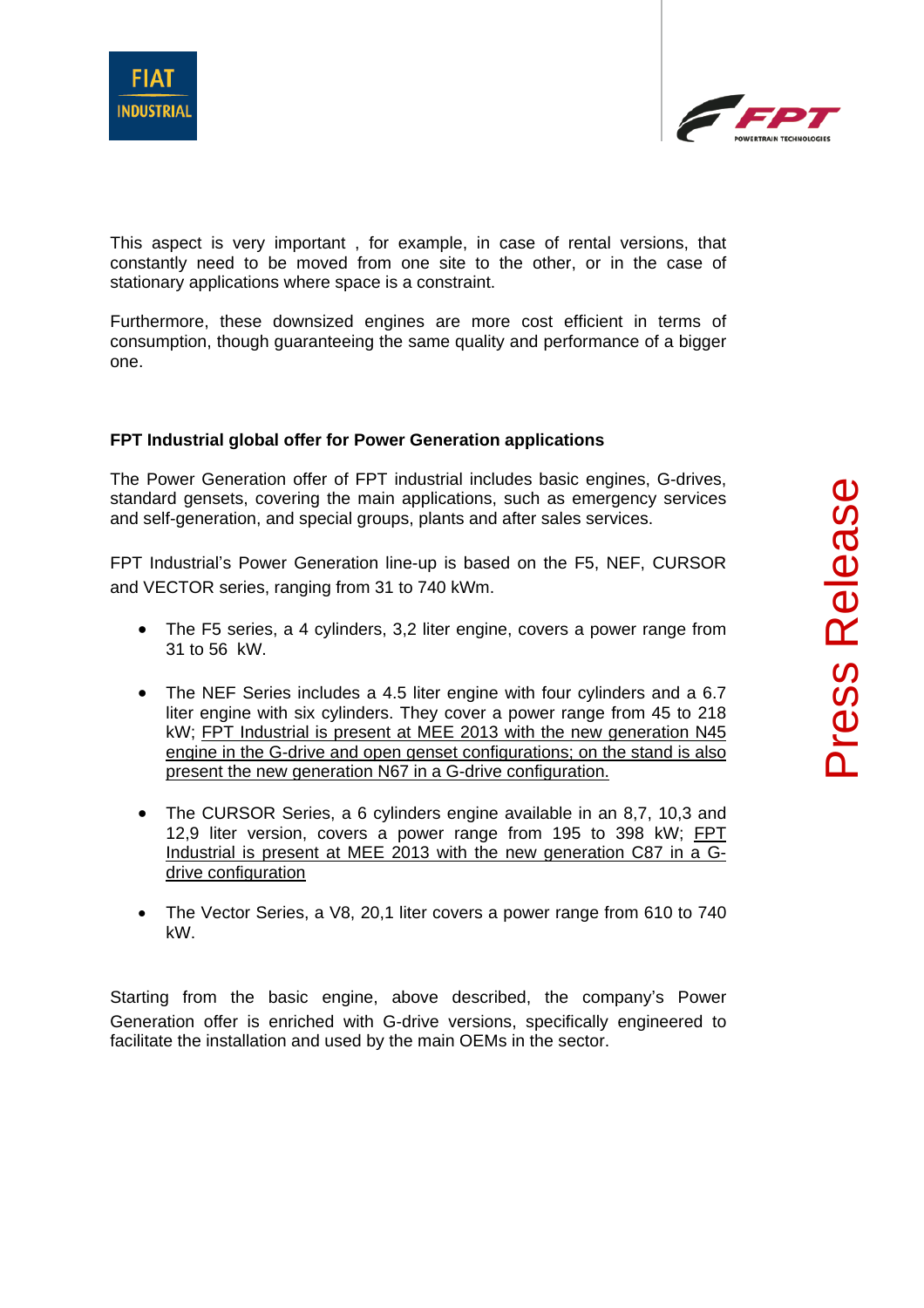This aspect is very important , for example, in case of rental versions, that constantly need to be moved from one site to the other, or in the case of stationary applications where space is a constraint.

Furthermore, these downsized engines are more cost efficient in terms of consumption, though guaranteeing the same quality and performance of a bigger one.

**FPT Industrial global offer for Power Generation applications**

The Power Generation offer of FPT industrial includes basic engines, G-drives, standard gensets, covering the main applications, such as emergency services and self-generation, and special groups, plants and after sales services.

FPT Industrial's Power Generation line-up is based on the F5, NEF, CURSOR and VECTOR series, ranging from 31 to 740 kWm.

- The F5 series, a 4 cylinders, 3,2 liter engine, covers a power range from 31 to 56 kW.

- The NEF Series includes a 4.5 liter engine with four cylinders and a 6.7 liter engine with six cylinders. They cover a power range from 45 to 218 kW; FPT Industrial is present at MEE 2013 with the new generation N45 engine in the G-drive and open genset configurations; on the stand is also present the new generation N67 in a G-drive configuration.

- The CURSOR Series, a 6 cylinders engine available in an 8,7, 10,3 and 12,9 liter version, covers a power range from 195 to 398 kW; FPT Industrial is present at MEE 2013 with the new generation C87 in a G-drive configuration

- The Vector Series, a V8, 20,1 liter covers a power range from 610 to 740 kW.

Starting from the basic engine, above described, the company's Power Generation offer is enriched with G-drive versions, specifically engineered to facilitate the installation and used by the main OEMs in the sector.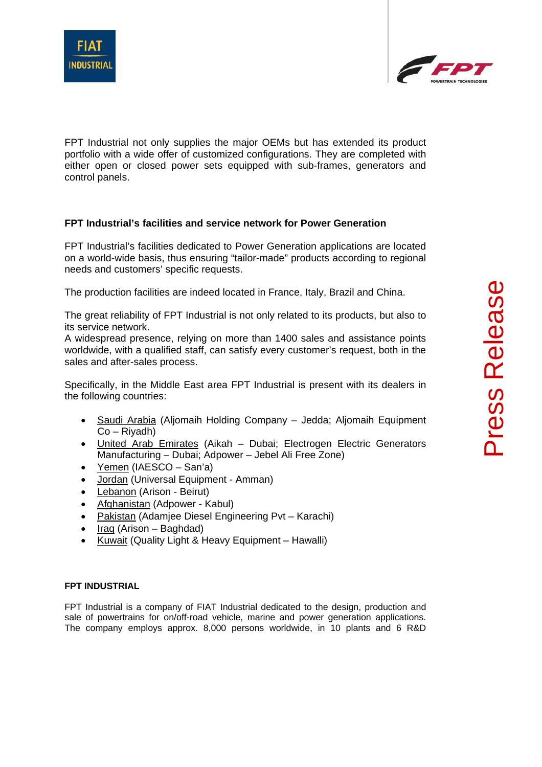FPT Industrial not only supplies the major OEMs but has extended its product portfolio with a wide offer of customized configurations. They are completed with either open or closed power sets equipped with sub-frames, generators and control panels.

**FPT Industrial's facilities and service network for Power Generation**

FPT Industrial's facilities dedicated to Power Generation applications are located on a world-wide basis, thus ensuring "tailor-made" products according to regional needs and customers' specific requests.

The production facilities are indeed located in France, Italy, Brazil and China.

The great reliability of FPT Industrial is not only related to its products, but also to its service network.
A widespread presence, relying on more than 1400 sales and assistance points worldwide, with a qualified staff, can satisfy every customer's request, both in the sales and after-sales process.

Specifically, in the Middle East area FPT Industrial is present with its dealers in the following countries:

- Saudi Arabia (Aljomaih Holding Company – Jedda; Aljomaih Equipment Co – Riyadh)
- United Arab Emirates (Aikah – Dubai; Electrogen Electric Generators Manufacturing – Dubai; Adpower – Jebel Ali Free Zone)
- Yemen (IAESCO – San'a)
- Jordan (Universal Equipment - Amman)
- Lebanon (Arison - Beirut)
- Afghanistan (Adpower - Kabul)
- Pakistan (Adamjee Diesel Engineering Pvt – Karachi)
- Iraq (Arison – Baghdad)
- Kuwait (Quality Light & Heavy Equipment – Hawalli)

**FPT INDUSTRIAL**

FPT Industrial is a company of FIAT Industrial dedicated to the design, production and sale of powertrains for on/off-road vehicle, marine and power generation applications. The company employs approx. 8,000 persons worldwide, in 10 plants and 6 R&D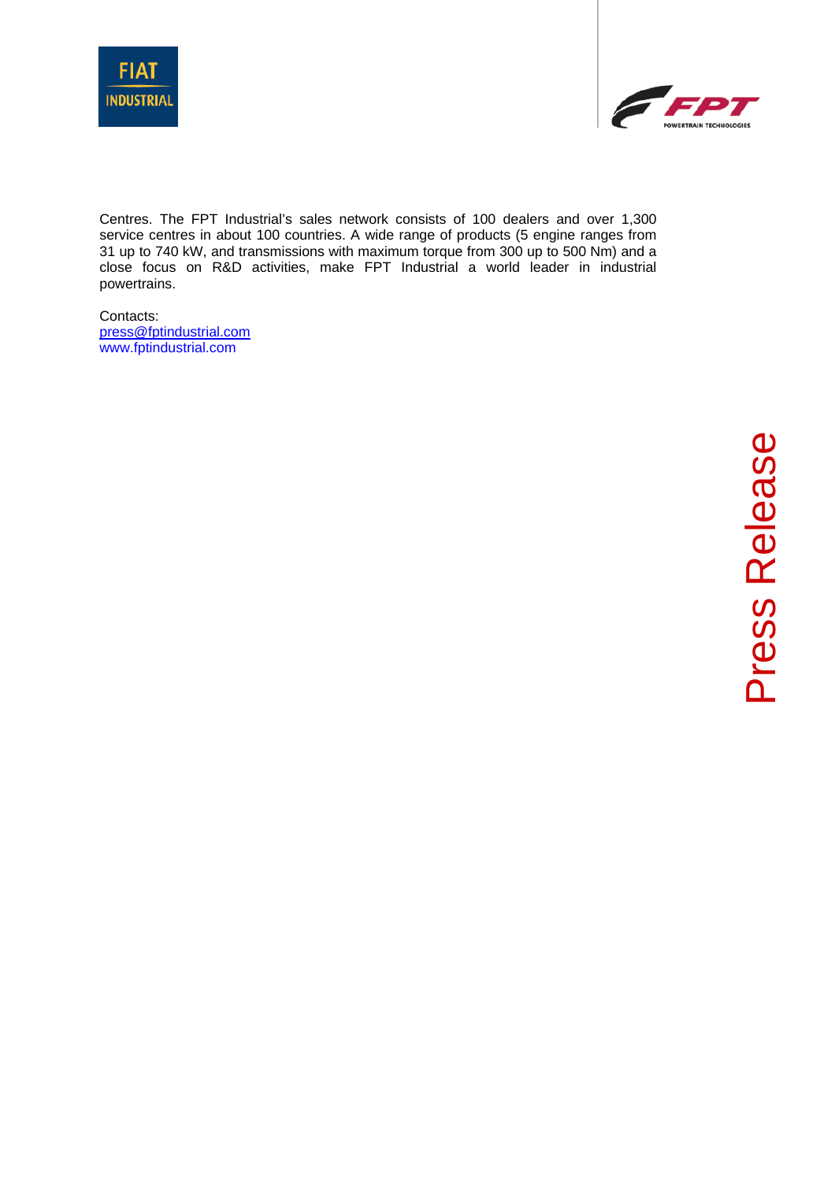Centres. The FPT Industrial's sales network consists of 100 dealers and over 1,300 service centres in about 100 countries. A wide range of products (5 engine ranges from 31 up to 740 kW, and transmissions with maximum torque from 300 up to 500 Nm) and a close focus on R&D activities, make FPT Industrial a world leader in industrial powertrains.

Contacts:
press@fptindustrial.com
www.fptindustrial.com